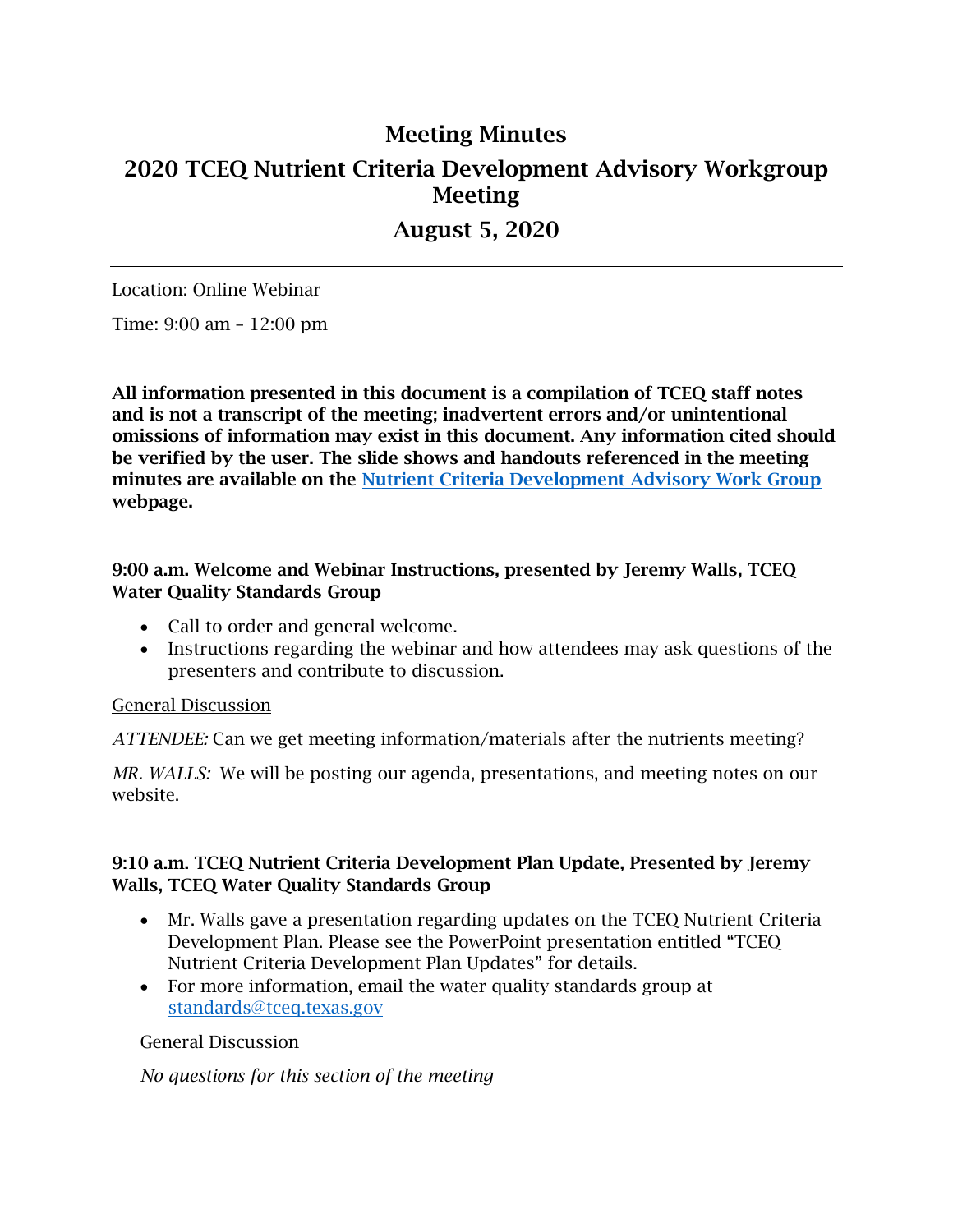# Meeting Minutes

# 2020 TCEQ Nutrient Criteria Development Advisory Workgroup Meeting

# August 5, 2020

---

Location: Online Webinar

Time: 9:00 am – 12:00 pm

**All information presented in this document is a compilation of TCEQ staff notes and is not a transcript of the meeting; inadvertent errors and/or unintentional omissions of information may exist in this document. Any information cited should be verified by the user. The slide shows and handouts referenced in the meeting minutes are available on the [Nutrient Criteria Development Advisory Work Group](#) webpage.**

### 9:00 a.m. Welcome and Webinar Instructions, presented by Jeremy Walls, TCEQ Water Quality Standards Group

- Call to order and general welcome.
- Instructions regarding the webinar and how attendees may ask questions of the presenters and contribute to discussion.

<u>General Discussion</u>

*ATTENDEE:* Can we get meeting information/materials after the nutrients meeting?

*MR. WALLS:* We will be posting our agenda, presentations, and meeting notes on our website.

### 9:10 a.m. TCEQ Nutrient Criteria Development Plan Update, Presented by Jeremy Walls, TCEQ Water Quality Standards Group

- Mr. Walls gave a presentation regarding updates on the TCEQ Nutrient Criteria Development Plan. Please see the PowerPoint presentation entitled "TCEQ Nutrient Criteria Development Plan Updates" for details.
- For more information, email the water quality standards group at standards@tceq.texas.gov

<u>General Discussion</u>

*No questions for this section of the meeting*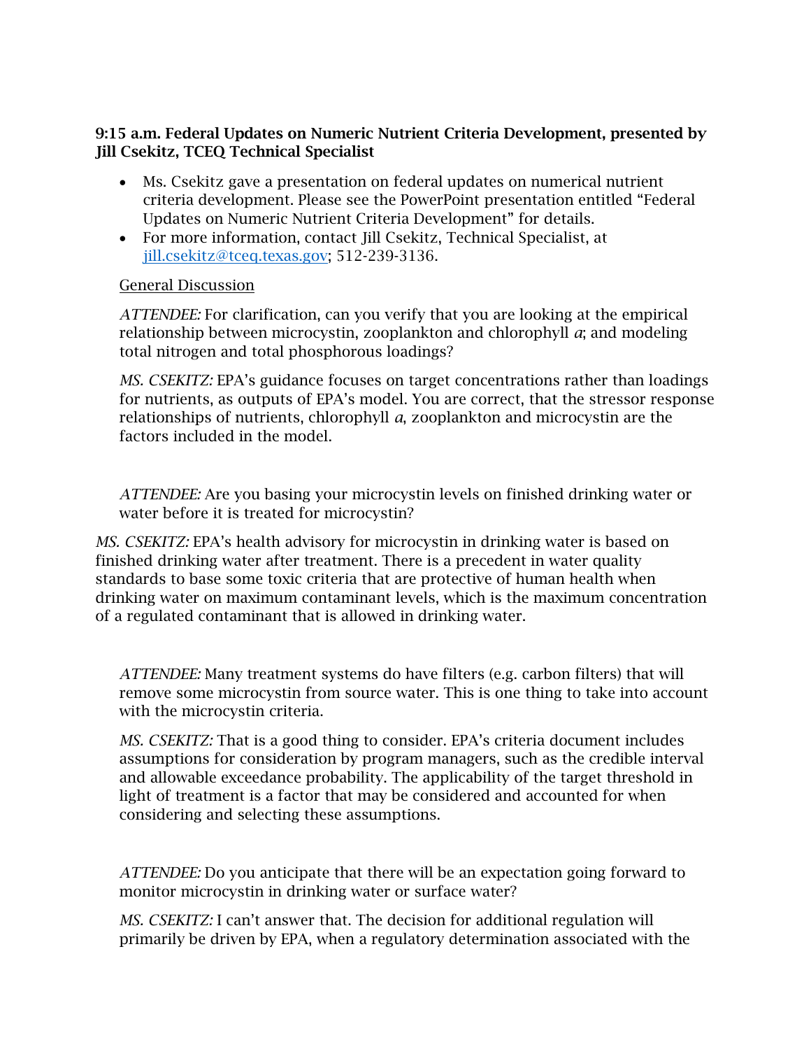**9:15 a.m. Federal Updates on Numeric Nutrient Criteria Development, presented by Jill Csekitz, TCEQ Technical Specialist**

- Ms. Csekitz gave a presentation on federal updates on numerical nutrient criteria development. Please see the PowerPoint presentation entitled "Federal Updates on Numeric Nutrient Criteria Development" for details.
- For more information, contact Jill Csekitz, Technical Specialist, at jill.csekitz@tceq.texas.gov; 512-239-3136.

General Discussion

*ATTENDEE:* For clarification, can you verify that you are looking at the empirical relationship between microcystin, zooplankton and chlorophyll *a*; and modeling total nitrogen and total phosphorous loadings?

*MS. CSEKITZ:* EPA's guidance focuses on target concentrations rather than loadings for nutrients, as outputs of EPA's model. You are correct, that the stressor response relationships of nutrients, chlorophyll *a*, zooplankton and microcystin are the factors included in the model.

*ATTENDEE:* Are you basing your microcystin levels on finished drinking water or water before it is treated for microcystin?

*MS. CSEKITZ:* EPA's health advisory for microcystin in drinking water is based on finished drinking water after treatment. There is a precedent in water quality standards to base some toxic criteria that are protective of human health when drinking water on maximum contaminant levels, which is the maximum concentration of a regulated contaminant that is allowed in drinking water.

*ATTENDEE:* Many treatment systems do have filters (e.g. carbon filters) that will remove some microcystin from source water. This is one thing to take into account with the microcystin criteria.

*MS. CSEKITZ:* That is a good thing to consider. EPA's criteria document includes assumptions for consideration by program managers, such as the credible interval and allowable exceedance probability. The applicability of the target threshold in light of treatment is a factor that may be considered and accounted for when considering and selecting these assumptions.

*ATTENDEE:* Do you anticipate that there will be an expectation going forward to monitor microcystin in drinking water or surface water?

*MS. CSEKITZ:* I can't answer that. The decision for additional regulation will primarily be driven by EPA, when a regulatory determination associated with the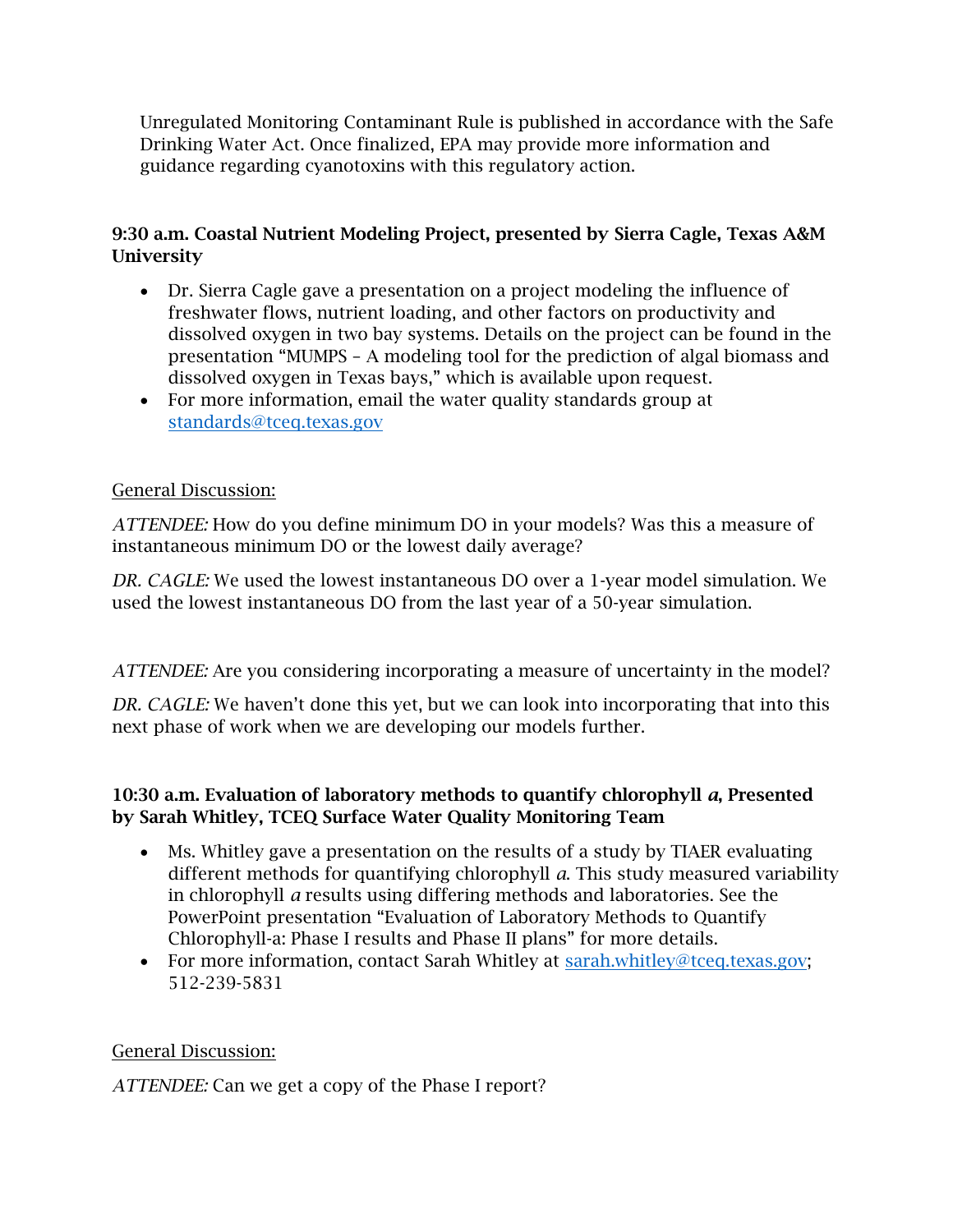Unregulated Monitoring Contaminant Rule is published in accordance with the Safe Drinking Water Act. Once finalized, EPA may provide more information and guidance regarding cyanotoxins with this regulatory action.

**9:30 a.m. Coastal Nutrient Modeling Project, presented by Sierra Cagle, Texas A&M University**

- Dr. Sierra Cagle gave a presentation on a project modeling the influence of freshwater flows, nutrient loading, and other factors on productivity and dissolved oxygen in two bay systems. Details on the project can be found in the presentation "MUMPS – A modeling tool for the prediction of algal biomass and dissolved oxygen in Texas bays," which is available upon request.
- For more information, email the water quality standards group at standards@tceq.texas.gov

General Discussion:

*ATTENDEE:* How do you define minimum DO in your models? Was this a measure of instantaneous minimum DO or the lowest daily average?

*DR. CAGLE:* We used the lowest instantaneous DO over a 1-year model simulation. We used the lowest instantaneous DO from the last year of a 50-year simulation.

*ATTENDEE:* Are you considering incorporating a measure of uncertainty in the model?

*DR. CAGLE:* We haven't done this yet, but we can look into incorporating that into this next phase of work when we are developing our models further.

**10:30 a.m. Evaluation of laboratory methods to quantify chlorophyll *a*, Presented by Sarah Whitley, TCEQ Surface Water Quality Monitoring Team**

- Ms. Whitley gave a presentation on the results of a study by TIAER evaluating different methods for quantifying chlorophyll *a*. This study measured variability in chlorophyll *a* results using differing methods and laboratories. See the PowerPoint presentation "Evaluation of Laboratory Methods to Quantify Chlorophyll-a: Phase I results and Phase II plans" for more details.
- For more information, contact Sarah Whitley at sarah.whitley@tceq.texas.gov; 512-239-5831

General Discussion:

*ATTENDEE:* Can we get a copy of the Phase I report?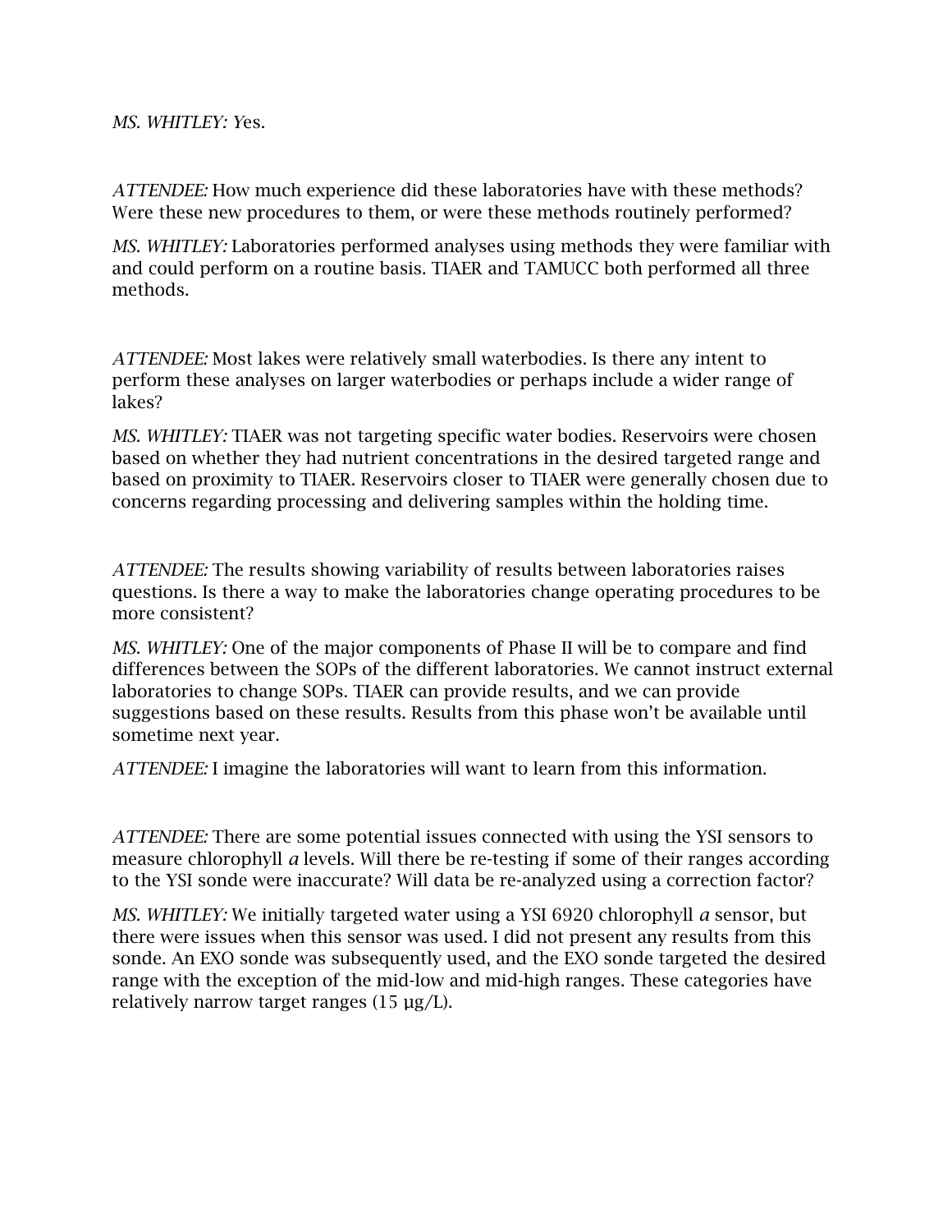*MS. WHITLEY:* Yes.

*ATTENDEE:* How much experience did these laboratories have with these methods? Were these new procedures to them, or were these methods routinely performed?

*MS. WHITLEY:* Laboratories performed analyses using methods they were familiar with and could perform on a routine basis. TIAER and TAMUCC both performed all three methods.

*ATTENDEE:* Most lakes were relatively small waterbodies. Is there any intent to perform these analyses on larger waterbodies or perhaps include a wider range of lakes?

*MS. WHITLEY:* TIAER was not targeting specific water bodies. Reservoirs were chosen based on whether they had nutrient concentrations in the desired targeted range and based on proximity to TIAER. Reservoirs closer to TIAER were generally chosen due to concerns regarding processing and delivering samples within the holding time.

*ATTENDEE:* The results showing variability of results between laboratories raises questions. Is there a way to make the laboratories change operating procedures to be more consistent?

*MS. WHITLEY:* One of the major components of Phase II will be to compare and find differences between the SOPs of the different laboratories. We cannot instruct external laboratories to change SOPs. TIAER can provide results, and we can provide suggestions based on these results. Results from this phase won't be available until sometime next year.

*ATTENDEE:* I imagine the laboratories will want to learn from this information.

*ATTENDEE:* There are some potential issues connected with using the YSI sensors to measure chlorophyll *a* levels. Will there be re-testing if some of their ranges according to the YSI sonde were inaccurate? Will data be re-analyzed using a correction factor?

*MS. WHITLEY:* We initially targeted water using a YSI 6920 chlorophyll *a* sensor, but there were issues when this sensor was used. I did not present any results from this sonde. An EXO sonde was subsequently used, and the EXO sonde targeted the desired range with the exception of the mid-low and mid-high ranges. These categories have relatively narrow target ranges (15 µg/L).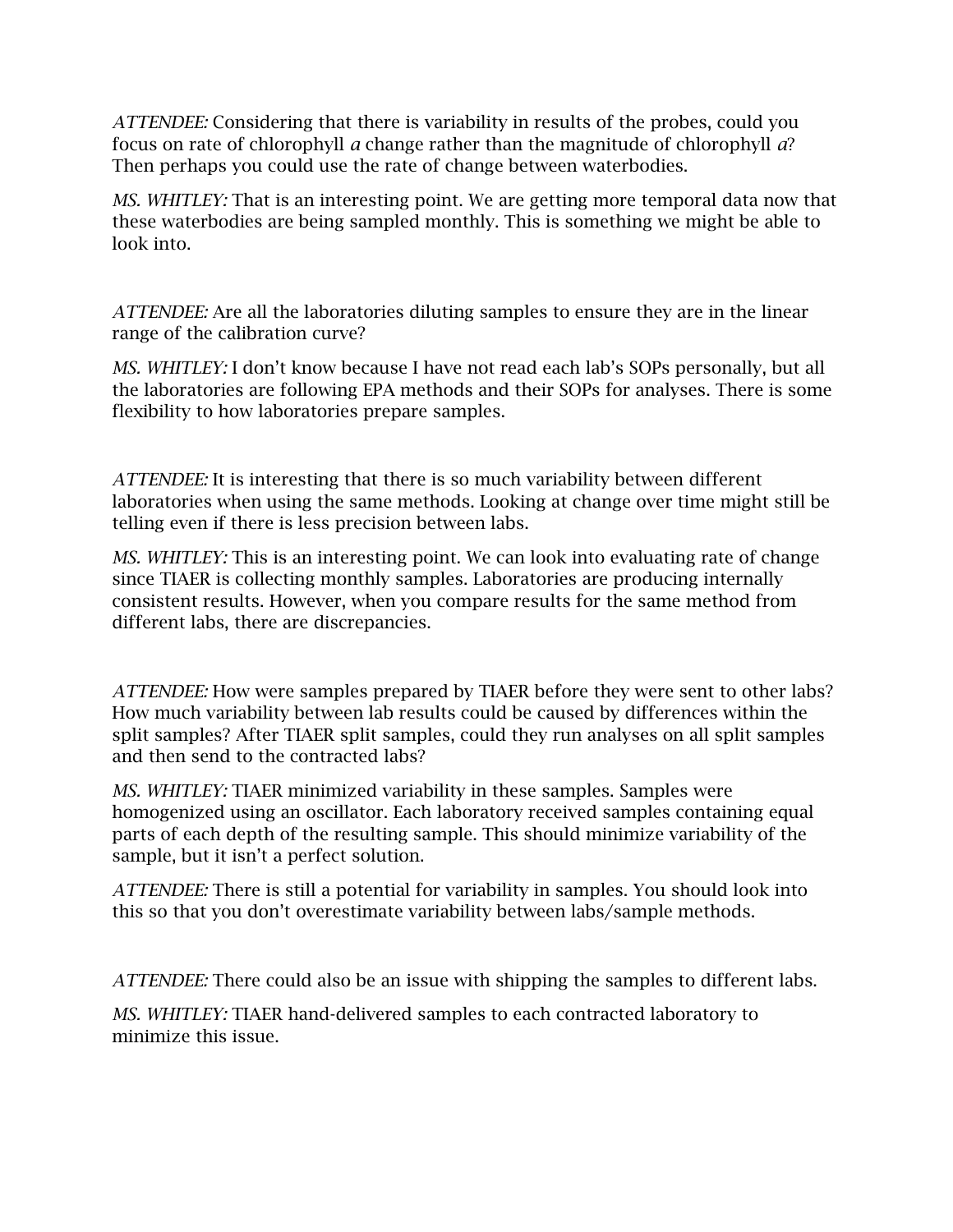*ATTENDEE:* Considering that there is variability in results of the probes, could you focus on rate of chlorophyll *a* change rather than the magnitude of chlorophyll *a*? Then perhaps you could use the rate of change between waterbodies.

*MS. WHITLEY:* That is an interesting point. We are getting more temporal data now that these waterbodies are being sampled monthly. This is something we might be able to look into.

*ATTENDEE:* Are all the laboratories diluting samples to ensure they are in the linear range of the calibration curve?

*MS. WHITLEY:* I don't know because I have not read each lab's SOPs personally, but all the laboratories are following EPA methods and their SOPs for analyses. There is some flexibility to how laboratories prepare samples.

*ATTENDEE:* It is interesting that there is so much variability between different laboratories when using the same methods. Looking at change over time might still be telling even if there is less precision between labs.

*MS. WHITLEY:* This is an interesting point. We can look into evaluating rate of change since TIAER is collecting monthly samples. Laboratories are producing internally consistent results. However, when you compare results for the same method from different labs, there are discrepancies.

*ATTENDEE:* How were samples prepared by TIAER before they were sent to other labs? How much variability between lab results could be caused by differences within the split samples? After TIAER split samples, could they run analyses on all split samples and then send to the contracted labs?

*MS. WHITLEY:* TIAER minimized variability in these samples. Samples were homogenized using an oscillator. Each laboratory received samples containing equal parts of each depth of the resulting sample. This should minimize variability of the sample, but it isn't a perfect solution.

*ATTENDEE:* There is still a potential for variability in samples. You should look into this so that you don't overestimate variability between labs/sample methods.

*ATTENDEE:* There could also be an issue with shipping the samples to different labs.

*MS. WHITLEY:* TIAER hand-delivered samples to each contracted laboratory to minimize this issue.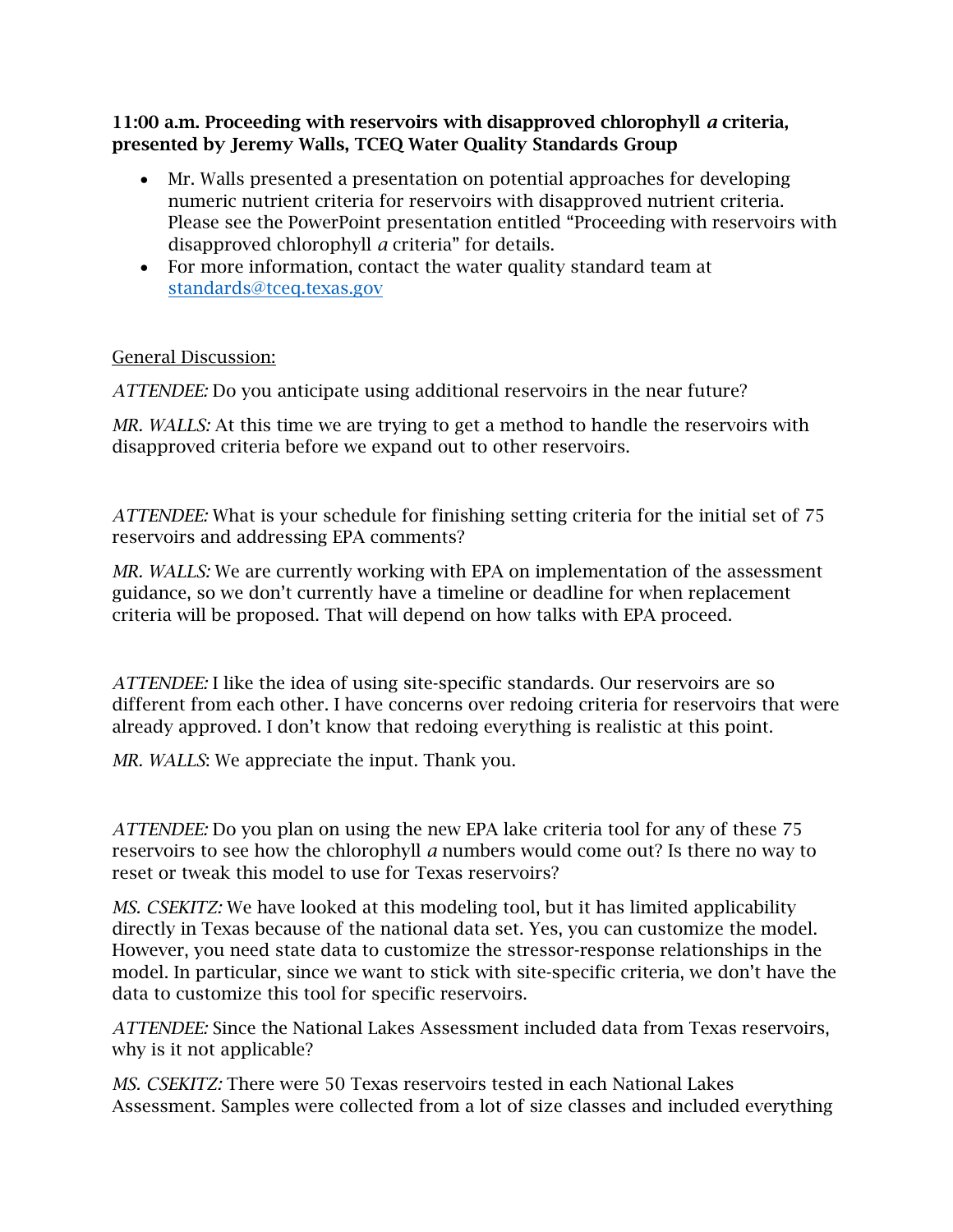**11:00 a.m. Proceeding with reservoirs with disapproved chlorophyll *a* criteria, presented by Jeremy Walls, TCEQ Water Quality Standards Group**

- Mr. Walls presented a presentation on potential approaches for developing numeric nutrient criteria for reservoirs with disapproved nutrient criteria. Please see the PowerPoint presentation entitled "Proceeding with reservoirs with disapproved chlorophyll *a* criteria" for details.
- For more information, contact the water quality standard team at standards@tceq.texas.gov

General Discussion:

*ATTENDEE:* Do you anticipate using additional reservoirs in the near future?

*MR. WALLS:* At this time we are trying to get a method to handle the reservoirs with disapproved criteria before we expand out to other reservoirs.

*ATTENDEE:* What is your schedule for finishing setting criteria for the initial set of 75 reservoirs and addressing EPA comments?

*MR. WALLS:* We are currently working with EPA on implementation of the assessment guidance, so we don't currently have a timeline or deadline for when replacement criteria will be proposed. That will depend on how talks with EPA proceed.

*ATTENDEE:* I like the idea of using site-specific standards. Our reservoirs are so different from each other. I have concerns over redoing criteria for reservoirs that were already approved. I don't know that redoing everything is realistic at this point.

*MR. WALLS*: We appreciate the input. Thank you.

*ATTENDEE:* Do you plan on using the new EPA lake criteria tool for any of these 75 reservoirs to see how the chlorophyll *a* numbers would come out? Is there no way to reset or tweak this model to use for Texas reservoirs?

*MS. CSEKITZ:* We have looked at this modeling tool, but it has limited applicability directly in Texas because of the national data set. Yes, you can customize the model. However, you need state data to customize the stressor-response relationships in the model. In particular, since we want to stick with site-specific criteria, we don't have the data to customize this tool for specific reservoirs.

*ATTENDEE:* Since the National Lakes Assessment included data from Texas reservoirs, why is it not applicable?

*MS. CSEKITZ:* There were 50 Texas reservoirs tested in each National Lakes Assessment. Samples were collected from a lot of size classes and included everything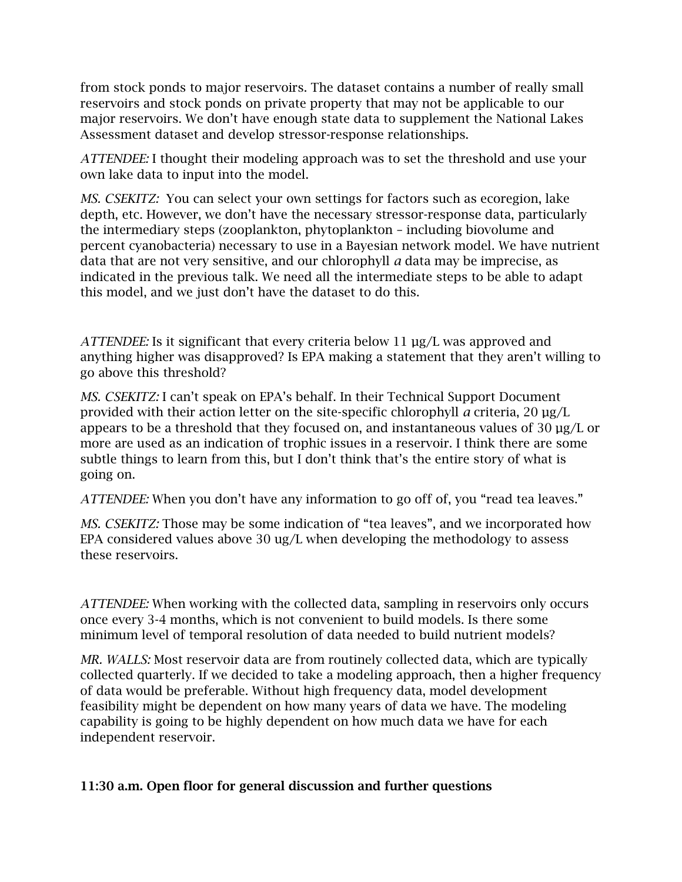from stock ponds to major reservoirs. The dataset contains a number of really small reservoirs and stock ponds on private property that may not be applicable to our major reservoirs. We don't have enough state data to supplement the National Lakes Assessment dataset and develop stressor-response relationships.

*ATTENDEE:* I thought their modeling approach was to set the threshold and use your own lake data to input into the model.

*MS. CSEKITZ:* You can select your own settings for factors such as ecoregion, lake depth, etc. However, we don't have the necessary stressor-response data, particularly the intermediary steps (zooplankton, phytoplankton – including biovolume and percent cyanobacteria) necessary to use in a Bayesian network model. We have nutrient data that are not very sensitive, and our chlorophyll *a* data may be imprecise, as indicated in the previous talk. We need all the intermediate steps to be able to adapt this model, and we just don't have the dataset to do this.

*ATTENDEE:* Is it significant that every criteria below 11 µg/L was approved and anything higher was disapproved? Is EPA making a statement that they aren't willing to go above this threshold?

*MS. CSEKITZ:* I can't speak on EPA's behalf. In their Technical Support Document provided with their action letter on the site-specific chlorophyll *a* criteria, 20 µg/L appears to be a threshold that they focused on, and instantaneous values of 30 µg/L or more are used as an indication of trophic issues in a reservoir. I think there are some subtle things to learn from this, but I don't think that's the entire story of what is going on.

*ATTENDEE:* When you don't have any information to go off of, you "read tea leaves."

*MS. CSEKITZ:* Those may be some indication of "tea leaves", and we incorporated how EPA considered values above 30 ug/L when developing the methodology to assess these reservoirs.

*ATTENDEE:* When working with the collected data, sampling in reservoirs only occurs once every 3-4 months, which is not convenient to build models. Is there some minimum level of temporal resolution of data needed to build nutrient models?

*MR. WALLS:* Most reservoir data are from routinely collected data, which are typically collected quarterly. If we decided to take a modeling approach, then a higher frequency of data would be preferable. Without high frequency data, model development feasibility might be dependent on how many years of data we have. The modeling capability is going to be highly dependent on how much data we have for each independent reservoir.

**11:30 a.m. Open floor for general discussion and further questions**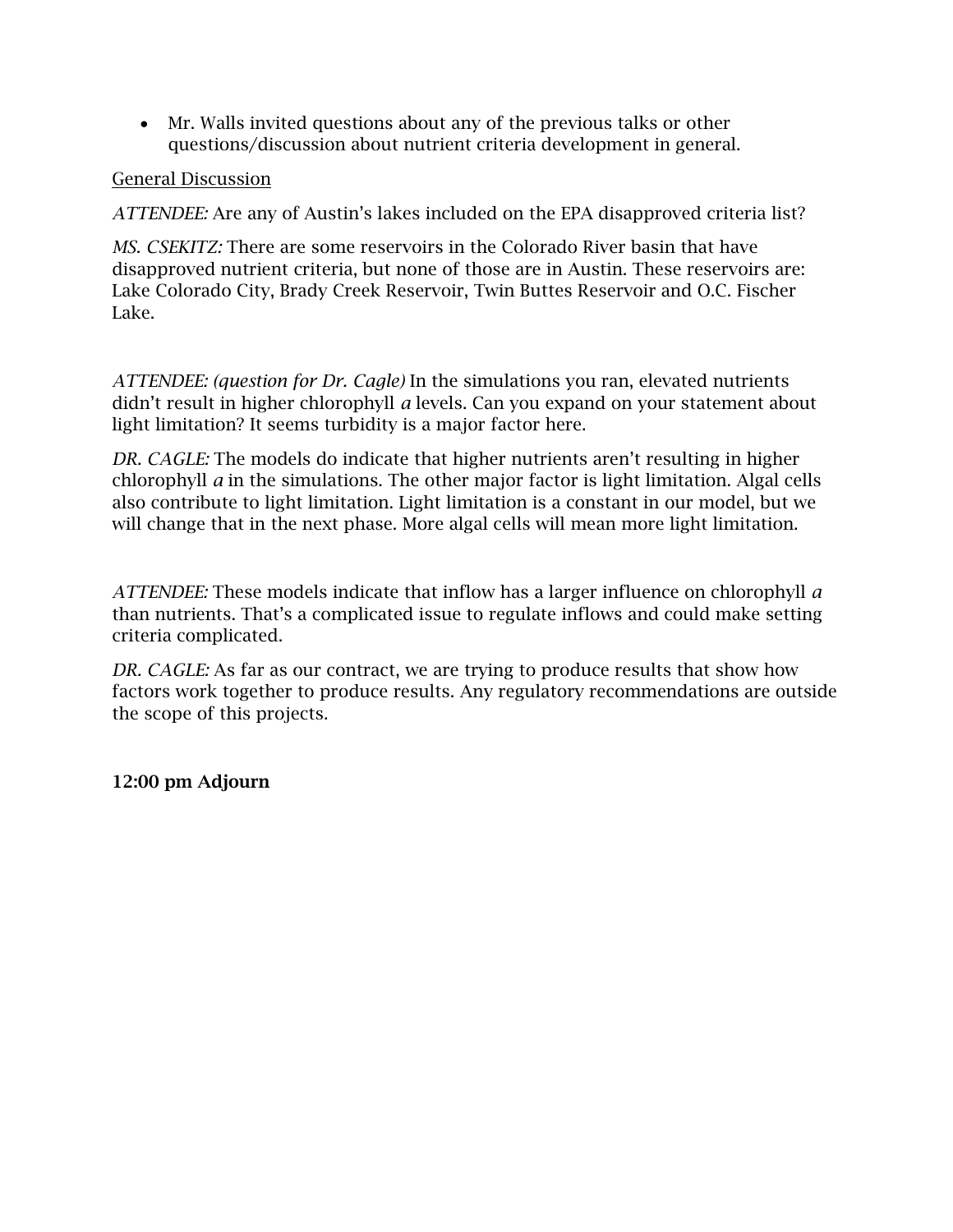- Mr. Walls invited questions about any of the previous talks or other questions/discussion about nutrient criteria development in general.

General Discussion

*ATTENDEE:* Are any of Austin's lakes included on the EPA disapproved criteria list?

*MS. CSEKITZ:* There are some reservoirs in the Colorado River basin that have disapproved nutrient criteria, but none of those are in Austin. These reservoirs are: Lake Colorado City, Brady Creek Reservoir, Twin Buttes Reservoir and O.C. Fischer Lake.

*ATTENDEE: (question for Dr. Cagle)* In the simulations you ran, elevated nutrients didn't result in higher chlorophyll *a* levels. Can you expand on your statement about light limitation? It seems turbidity is a major factor here.

*DR. CAGLE:* The models do indicate that higher nutrients aren't resulting in higher chlorophyll *a* in the simulations. The other major factor is light limitation. Algal cells also contribute to light limitation. Light limitation is a constant in our model, but we will change that in the next phase. More algal cells will mean more light limitation.

*ATTENDEE:* These models indicate that inflow has a larger influence on chlorophyll *a* than nutrients. That's a complicated issue to regulate inflows and could make setting criteria complicated.

*DR. CAGLE:* As far as our contract, we are trying to produce results that show how factors work together to produce results. Any regulatory recommendations are outside the scope of this projects.

**12:00 pm Adjourn**